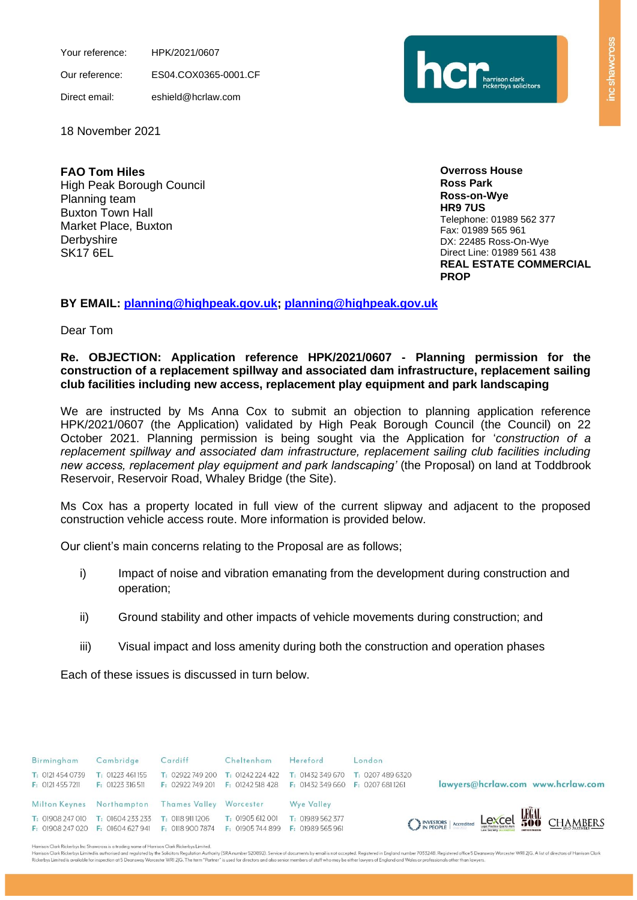Your reference: HPK/2021/0607

Our reference: ES04.COX0365-0001.CF

Direct email: eshield@hcrlaw.com

18 November 2021

**FAO Tom Hiles**
High Peak Borough Council
Planning team
Buxton Town Hall
Market Place, Buxton
Derbyshire
SK17 6EL

**Overross House**
**Ross Park**
**Ross-on-Wye**
**HR9 7US**
Telephone: 01989 562 377
Fax: 01989 565 961
DX: 22485 Ross-On-Wye
Direct Line: 01989 561 438
**REAL ESTATE COMMERCIAL PROP**

**BY EMAIL: planning@highpeak.gov.uk; planning@highpeak.gov.uk**

Dear Tom

**Re. OBJECTION: Application reference HPK/2021/0607 - Planning permission for the construction of a replacement spillway and associated dam infrastructure, replacement sailing club facilities including new access, replacement play equipment and park landscaping**

We are instructed by Ms Anna Cox to submit an objection to planning application reference HPK/2021/0607 (the Application) validated by High Peak Borough Council (the Council) on 22 October 2021. Planning permission is being sought via the Application for '*construction of a replacement spillway and associated dam infrastructure, replacement sailing club facilities including new access, replacement play equipment and park landscaping'* (the Proposal) on land at Toddbrook Reservoir, Reservoir Road, Whaley Bridge (the Site).

Ms Cox has a property located in full view of the current slipway and adjacent to the proposed construction vehicle access route. More information is provided below.

Our client's main concerns relating to the Proposal are as follows;

i) Impact of noise and vibration emanating from the development during construction and operation;

ii) Ground stability and other impacts of vehicle movements during construction; and

iii) Visual impact and loss amenity during both the construction and operation phases

Each of these issues is discussed in turn below.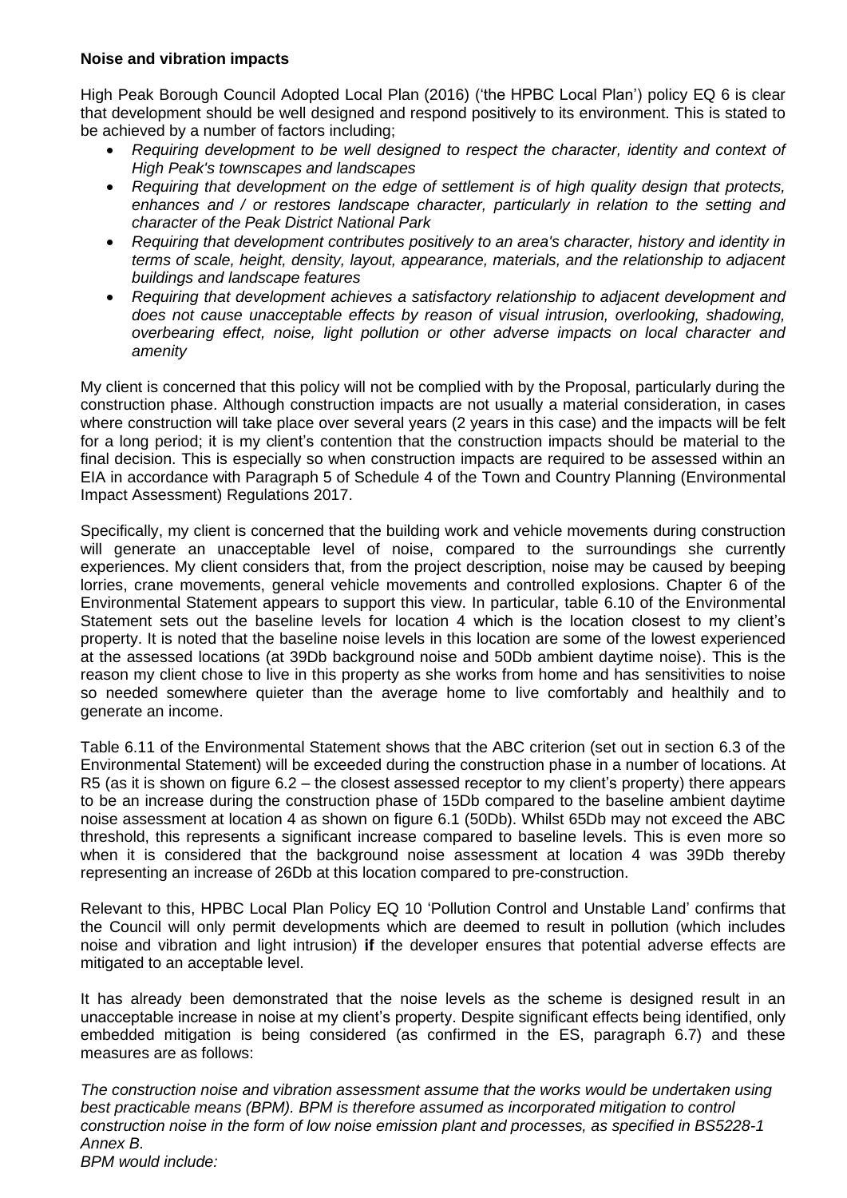**Noise and vibration impacts**

High Peak Borough Council Adopted Local Plan (2016) ('the HPBC Local Plan') policy EQ 6 is clear that development should be well designed and respond positively to its environment. This is stated to be achieved by a number of factors including;

- *Requiring development to be well designed to respect the character, identity and context of High Peak's townscapes and landscapes*
- *Requiring that development on the edge of settlement is of high quality design that protects, enhances and / or restores landscape character, particularly in relation to the setting and character of the Peak District National Park*
- *Requiring that development contributes positively to an area's character, history and identity in terms of scale, height, density, layout, appearance, materials, and the relationship to adjacent buildings and landscape features*
- *Requiring that development achieves a satisfactory relationship to adjacent development and does not cause unacceptable effects by reason of visual intrusion, overlooking, shadowing, overbearing effect, noise, light pollution or other adverse impacts on local character and amenity*

My client is concerned that this policy will not be complied with by the Proposal, particularly during the construction phase. Although construction impacts are not usually a material consideration, in cases where construction will take place over several years (2 years in this case) and the impacts will be felt for a long period; it is my client's contention that the construction impacts should be material to the final decision. This is especially so when construction impacts are required to be assessed within an EIA in accordance with Paragraph 5 of Schedule 4 of the Town and Country Planning (Environmental Impact Assessment) Regulations 2017.

Specifically, my client is concerned that the building work and vehicle movements during construction will generate an unacceptable level of noise, compared to the surroundings she currently experiences. My client considers that, from the project description, noise may be caused by beeping lorries, crane movements, general vehicle movements and controlled explosions. Chapter 6 of the Environmental Statement appears to support this view. In particular, table 6.10 of the Environmental Statement sets out the baseline levels for location 4 which is the location closest to my client's property. It is noted that the baseline noise levels in this location are some of the lowest experienced at the assessed locations (at 39Db background noise and 50Db ambient daytime noise). This is the reason my client chose to live in this property as she works from home and has sensitivities to noise so needed somewhere quieter than the average home to live comfortably and healthily and to generate an income.

Table 6.11 of the Environmental Statement shows that the ABC criterion (set out in section 6.3 of the Environmental Statement) will be exceeded during the construction phase in a number of locations. At R5 (as it is shown on figure 6.2 – the closest assessed receptor to my client's property) there appears to be an increase during the construction phase of 15Db compared to the baseline ambient daytime noise assessment at location 4 as shown on figure 6.1 (50Db). Whilst 65Db may not exceed the ABC threshold, this represents a significant increase compared to baseline levels. This is even more so when it is considered that the background noise assessment at location 4 was 39Db thereby representing an increase of 26Db at this location compared to pre-construction.

Relevant to this, HPBC Local Plan Policy EQ 10 'Pollution Control and Unstable Land' confirms that the Council will only permit developments which are deemed to result in pollution (which includes noise and vibration and light intrusion) **if** the developer ensures that potential adverse effects are mitigated to an acceptable level.

It has already been demonstrated that the noise levels as the scheme is designed result in an unacceptable increase in noise at my client's property. Despite significant effects being identified, only embedded mitigation is being considered (as confirmed in the ES, paragraph 6.7) and these measures are as follows:

*The construction noise and vibration assessment assume that the works would be undertaken using best practicable means (BPM). BPM is therefore assumed as incorporated mitigation to control construction noise in the form of low noise emission plant and processes, as specified in BS5228-1 Annex B.*
*BPM would include:*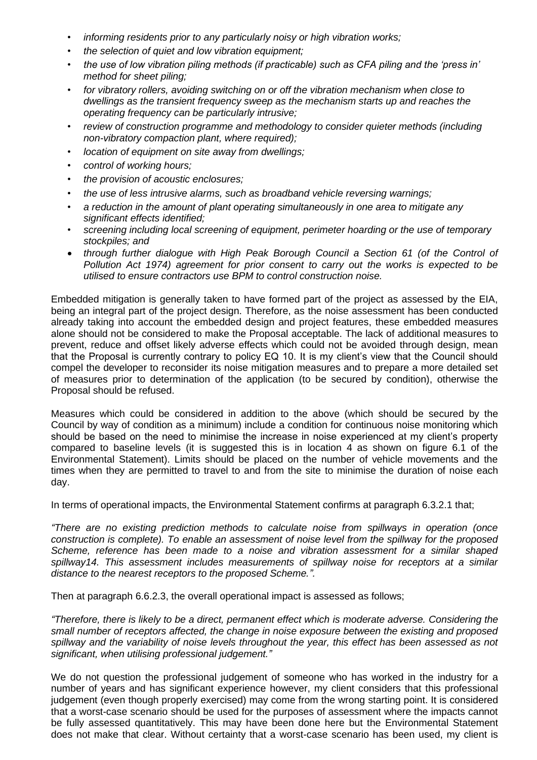- *informing residents prior to any particularly noisy or high vibration works;*
- *the selection of quiet and low vibration equipment;*
- *the use of low vibration piling methods (if practicable) such as CFA piling and the 'press in' method for sheet piling;*
- *for vibratory rollers, avoiding switching on or off the vibration mechanism when close to dwellings as the transient frequency sweep as the mechanism starts up and reaches the operating frequency can be particularly intrusive;*
- *review of construction programme and methodology to consider quieter methods (including non-vibratory compaction plant, where required);*
- *location of equipment on site away from dwellings;*
- *control of working hours;*
- *the provision of acoustic enclosures;*
- *the use of less intrusive alarms, such as broadband vehicle reversing warnings;*
- *a reduction in the amount of plant operating simultaneously in one area to mitigate any significant effects identified;*
- *screening including local screening of equipment, perimeter hoarding or the use of temporary stockpiles; and*
- *through further dialogue with High Peak Borough Council a Section 61 (of the Control of Pollution Act 1974) agreement for prior consent to carry out the works is expected to be utilised to ensure contractors use BPM to control construction noise.*

Embedded mitigation is generally taken to have formed part of the project as assessed by the EIA, being an integral part of the project design. Therefore, as the noise assessment has been conducted already taking into account the embedded design and project features, these embedded measures alone should not be considered to make the Proposal acceptable. The lack of additional measures to prevent, reduce and offset likely adverse effects which could not be avoided through design, mean that the Proposal is currently contrary to policy EQ 10. It is my client's view that the Council should compel the developer to reconsider its noise mitigation measures and to prepare a more detailed set of measures prior to determination of the application (to be secured by condition), otherwise the Proposal should be refused.

Measures which could be considered in addition to the above (which should be secured by the Council by way of condition as a minimum) include a condition for continuous noise monitoring which should be based on the need to minimise the increase in noise experienced at my client's property compared to baseline levels (it is suggested this is in location 4 as shown on figure 6.1 of the Environmental Statement). Limits should be placed on the number of vehicle movements and the times when they are permitted to travel to and from the site to minimise the duration of noise each day.

In terms of operational impacts, the Environmental Statement confirms at paragraph 6.3.2.1 that;

*"There are no existing prediction methods to calculate noise from spillways in operation (once construction is complete). To enable an assessment of noise level from the spillway for the proposed Scheme, reference has been made to a noise and vibration assessment for a similar shaped spillway14. This assessment includes measurements of spillway noise for receptors at a similar distance to the nearest receptors to the proposed Scheme.".*

Then at paragraph 6.6.2.3, the overall operational impact is assessed as follows;

*"Therefore, there is likely to be a direct, permanent effect which is moderate adverse. Considering the small number of receptors affected, the change in noise exposure between the existing and proposed spillway and the variability of noise levels throughout the year, this effect has been assessed as not significant, when utilising professional judgement."*

We do not question the professional judgement of someone who has worked in the industry for a number of years and has significant experience however, my client considers that this professional judgement (even though properly exercised) may come from the wrong starting point. It is considered that a worst-case scenario should be used for the purposes of assessment where the impacts cannot be fully assessed quantitatively. This may have been done here but the Environmental Statement does not make that clear. Without certainty that a worst-case scenario has been used, my client is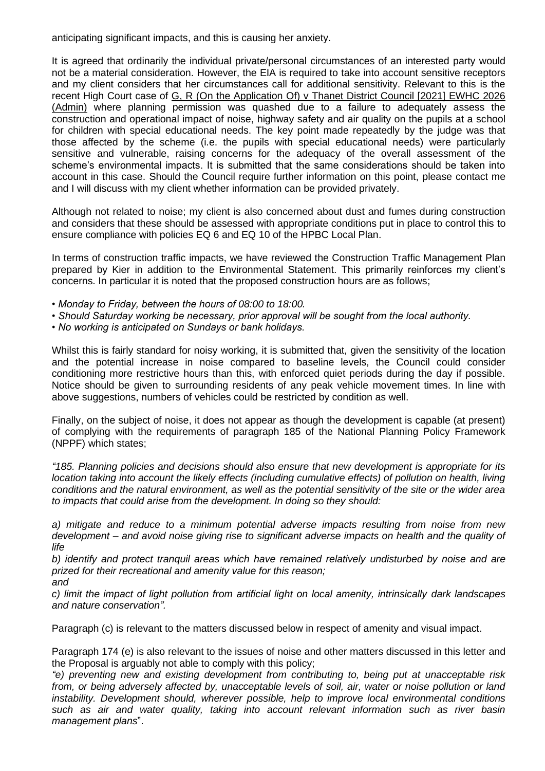anticipating significant impacts, and this is causing her anxiety.

It is agreed that ordinarily the individual private/personal circumstances of an interested party would not be a material consideration. However, the EIA is required to take into account sensitive receptors and my client considers that her circumstances call for additional sensitivity. Relevant to this is the recent High Court case of G, R (On the Application Of) v Thanet District Council [2021] EWHC 2026 (Admin) where planning permission was quashed due to a failure to adequately assess the construction and operational impact of noise, highway safety and air quality on the pupils at a school for children with special educational needs. The key point made repeatedly by the judge was that those affected by the scheme (i.e. the pupils with special educational needs) were particularly sensitive and vulnerable, raising concerns for the adequacy of the overall assessment of the scheme's environmental impacts. It is submitted that the same considerations should be taken into account in this case. Should the Council require further information on this point, please contact me and I will discuss with my client whether information can be provided privately.

Although not related to noise; my client is also concerned about dust and fumes during construction and considers that these should be assessed with appropriate conditions put in place to control this to ensure compliance with policies EQ 6 and EQ 10 of the HPBC Local Plan.

In terms of construction traffic impacts, we have reviewed the Construction Traffic Management Plan prepared by Kier in addition to the Environmental Statement. This primarily reinforces my client's concerns. In particular it is noted that the proposed construction hours are as follows;

- *Monday to Friday, between the hours of 08:00 to 18:00.*
- *Should Saturday working be necessary, prior approval will be sought from the local authority.*
- *No working is anticipated on Sundays or bank holidays.*

Whilst this is fairly standard for noisy working, it is submitted that, given the sensitivity of the location and the potential increase in noise compared to baseline levels, the Council could consider conditioning more restrictive hours than this, with enforced quiet periods during the day if possible. Notice should be given to surrounding residents of any peak vehicle movement times. In line with above suggestions, numbers of vehicles could be restricted by condition as well.

Finally, on the subject of noise, it does not appear as though the development is capable (at present) of complying with the requirements of paragraph 185 of the National Planning Policy Framework (NPPF) which states;

*"185. Planning policies and decisions should also ensure that new development is appropriate for its location taking into account the likely effects (including cumulative effects) of pollution on health, living conditions and the natural environment, as well as the potential sensitivity of the site or the wider area to impacts that could arise from the development. In doing so they should:*

*a) mitigate and reduce to a minimum potential adverse impacts resulting from noise from new development – and avoid noise giving rise to significant adverse impacts on health and the quality of life*

*b) identify and protect tranquil areas which have remained relatively undisturbed by noise and are prized for their recreational and amenity value for this reason;*
*and*

*c) limit the impact of light pollution from artificial light on local amenity, intrinsically dark landscapes and nature conservation".*

Paragraph (c) is relevant to the matters discussed below in respect of amenity and visual impact.

Paragraph 174 (e) is also relevant to the issues of noise and other matters discussed in this letter and the Proposal is arguably not able to comply with this policy;
*"e) preventing new and existing development from contributing to, being put at unacceptable risk from, or being adversely affected by, unacceptable levels of soil, air, water or noise pollution or land instability. Development should, wherever possible, help to improve local environmental conditions such as air and water quality, taking into account relevant information such as river basin management plans*".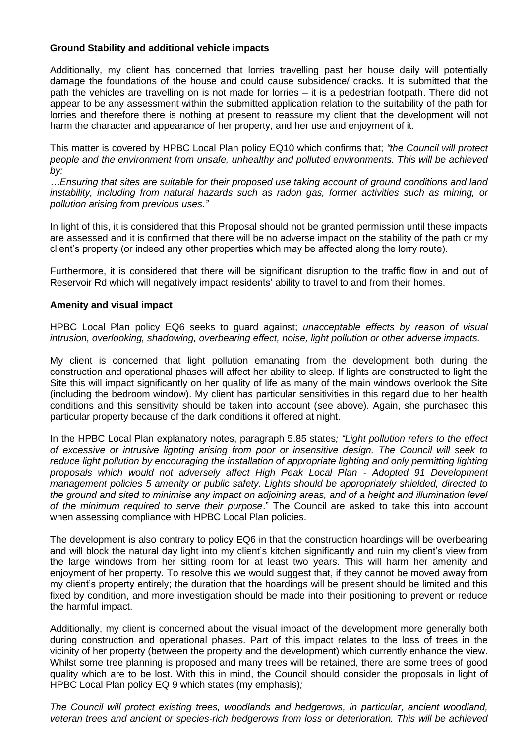**Ground Stability and additional vehicle impacts**

Additionally, my client has concerned that lorries travelling past her house daily will potentially damage the foundations of the house and could cause subsidence/ cracks. It is submitted that the path the vehicles are travelling on is not made for lorries – it is a pedestrian footpath. There did not appear to be any assessment within the submitted application relation to the suitability of the path for lorries and therefore there is nothing at present to reassure my client that the development will not harm the character and appearance of her property, and her use and enjoyment of it.

This matter is covered by HPBC Local Plan policy EQ10 which confirms that; *"the Council will protect people and the environment from unsafe, unhealthy and polluted environments. This will be achieved by:*

*…Ensuring that sites are suitable for their proposed use taking account of ground conditions and land instability, including from natural hazards such as radon gas, former activities such as mining, or pollution arising from previous uses."*

In light of this, it is considered that this Proposal should not be granted permission until these impacts are assessed and it is confirmed that there will be no adverse impact on the stability of the path or my client's property (or indeed any other properties which may be affected along the lorry route).

Furthermore, it is considered that there will be significant disruption to the traffic flow in and out of Reservoir Rd which will negatively impact residents' ability to travel to and from their homes.

**Amenity and visual impact**

HPBC Local Plan policy EQ6 seeks to guard against; *unacceptable effects by reason of visual intrusion, overlooking, shadowing, overbearing effect, noise, light pollution or other adverse impacts.*

My client is concerned that light pollution emanating from the development both during the construction and operational phases will affect her ability to sleep. If lights are constructed to light the Site this will impact significantly on her quality of life as many of the main windows overlook the Site (including the bedroom window). My client has particular sensitivities in this regard due to her health conditions and this sensitivity should be taken into account (see above). Again, she purchased this particular property because of the dark conditions it offered at night.

In the HPBC Local Plan explanatory notes, paragraph 5.85 states*; "Light pollution refers to the effect of excessive or intrusive lighting arising from poor or insensitive design. The Council will seek to reduce light pollution by encouraging the installation of appropriate lighting and only permitting lighting proposals which would not adversely affect High Peak Local Plan - Adopted 91 Development management policies 5 amenity or public safety. Lights should be appropriately shielded, directed to the ground and sited to minimise any impact on adjoining areas, and of a height and illumination level of the minimum required to serve their purpose*." The Council are asked to take this into account when assessing compliance with HPBC Local Plan policies.

The development is also contrary to policy EQ6 in that the construction hoardings will be overbearing and will block the natural day light into my client's kitchen significantly and ruin my client's view from the large windows from her sitting room for at least two years. This will harm her amenity and enjoyment of her property. To resolve this we would suggest that, if they cannot be moved away from my client's property entirely; the duration that the hoardings will be present should be limited and this fixed by condition, and more investigation should be made into their positioning to prevent or reduce the harmful impact.

Additionally, my client is concerned about the visual impact of the development more generally both during construction and operational phases. Part of this impact relates to the loss of trees in the vicinity of her property (between the property and the development) which currently enhance the view. Whilst some tree planning is proposed and many trees will be retained, there are some trees of good quality which are to be lost. With this in mind, the Council should consider the proposals in light of HPBC Local Plan policy EQ 9 which states (my emphasis)*;*

*The Council will protect existing trees, woodlands and hedgerows, in particular, ancient woodland, veteran trees and ancient or species-rich hedgerows from loss or deterioration. This will be achieved*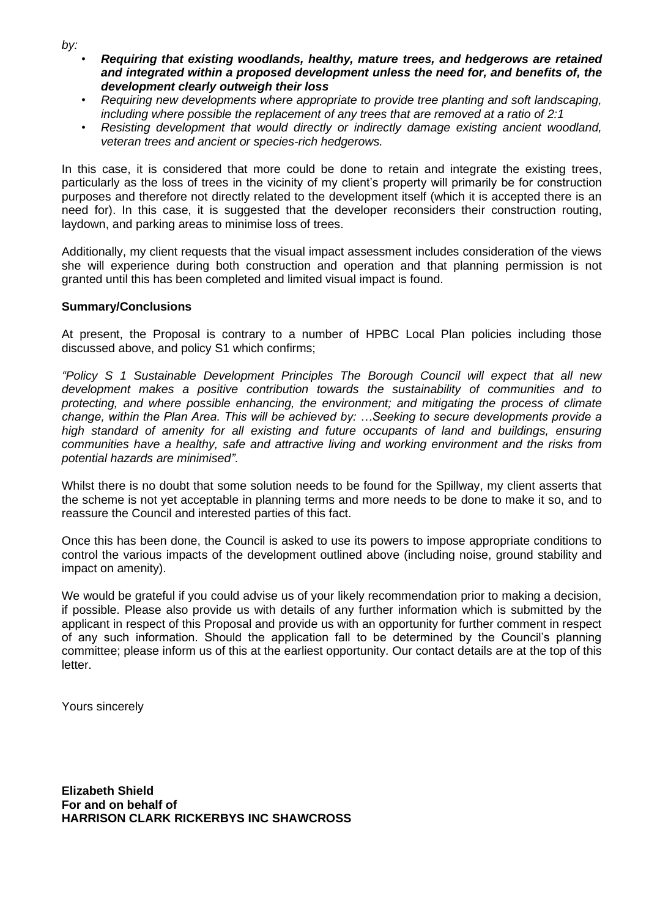*by:*

- ***Requiring that existing woodlands, healthy, mature trees, and hedgerows are retained and integrated within a proposed development unless the need for, and benefits of, the development clearly outweigh their loss***
- *Requiring new developments where appropriate to provide tree planting and soft landscaping, including where possible the replacement of any trees that are removed at a ratio of 2:1*
- *Resisting development that would directly or indirectly damage existing ancient woodland, veteran trees and ancient or species-rich hedgerows.*

In this case, it is considered that more could be done to retain and integrate the existing trees, particularly as the loss of trees in the vicinity of my client's property will primarily be for construction purposes and therefore not directly related to the development itself (which it is accepted there is an need for). In this case, it is suggested that the developer reconsiders their construction routing, laydown, and parking areas to minimise loss of trees.

Additionally, my client requests that the visual impact assessment includes consideration of the views she will experience during both construction and operation and that planning permission is not granted until this has been completed and limited visual impact is found.

**Summary/Conclusions**

At present, the Proposal is contrary to a number of HPBC Local Plan policies including those discussed above, and policy S1 which confirms;

*"Policy S 1 Sustainable Development Principles The Borough Council will expect that all new development makes a positive contribution towards the sustainability of communities and to protecting, and where possible enhancing, the environment; and mitigating the process of climate change, within the Plan Area. This will be achieved by: …Seeking to secure developments provide a high standard of amenity for all existing and future occupants of land and buildings, ensuring communities have a healthy, safe and attractive living and working environment and the risks from potential hazards are minimised".*

Whilst there is no doubt that some solution needs to be found for the Spillway, my client asserts that the scheme is not yet acceptable in planning terms and more needs to be done to make it so, and to reassure the Council and interested parties of this fact.

Once this has been done, the Council is asked to use its powers to impose appropriate conditions to control the various impacts of the development outlined above (including noise, ground stability and impact on amenity).

We would be grateful if you could advise us of your likely recommendation prior to making a decision, if possible. Please also provide us with details of any further information which is submitted by the applicant in respect of this Proposal and provide us with an opportunity for further comment in respect of any such information. Should the application fall to be determined by the Council's planning committee; please inform us of this at the earliest opportunity. Our contact details are at the top of this letter.

Yours sincerely

**Elizabeth Shield**
**For and on behalf of**
**HARRISON CLARK RICKERBYS INC SHAWCROSS**